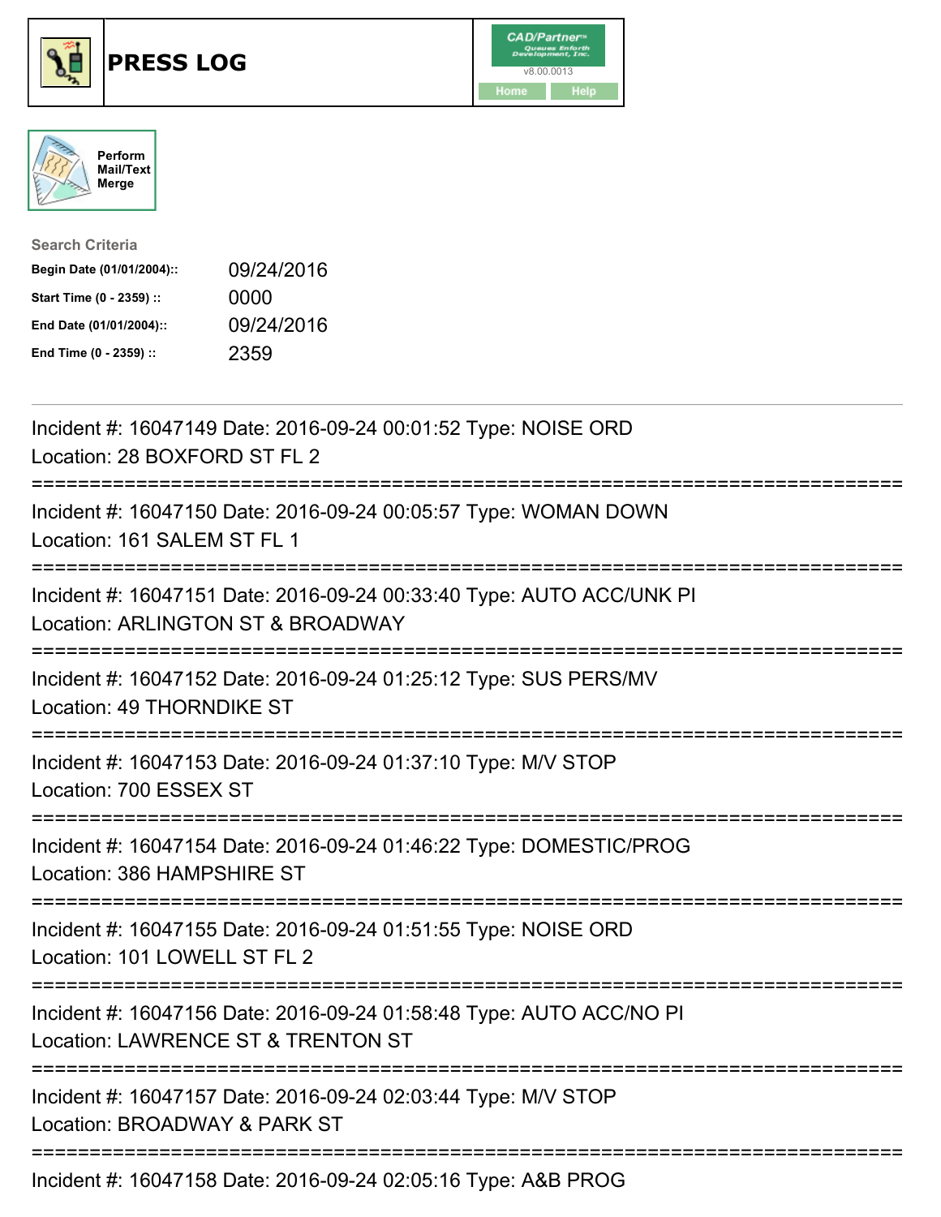# PRESS LOG

Perform Mail/Text Merge

**Search Criteria**

| | |
|---|---|
| **Begin Date (01/01/2004)::** | 09/24/2016 |
| **Start Time (0 - 2359) ::** | 0000 |
| **End Date (01/01/2004)::** | 09/24/2016 |
| **End Time (0 - 2359) ::** | 2359 |

Incident #: 16047149 Date: 2016-09-24 00:01:52 Type: NOISE ORD
Location: 28 BOXFORD ST FL 2

===========================================================================

Incident #: 16047150 Date: 2016-09-24 00:05:57 Type: WOMAN DOWN
Location: 161 SALEM ST FL 1

===========================================================================

Incident #: 16047151 Date: 2016-09-24 00:33:40 Type: AUTO ACC/UNK PI
Location: ARLINGTON ST & BROADWAY

===========================================================================

Incident #: 16047152 Date: 2016-09-24 01:25:12 Type: SUS PERS/MV
Location: 49 THORNDIKE ST

===========================================================================

Incident #: 16047153 Date: 2016-09-24 01:37:10 Type: M/V STOP
Location: 700 ESSEX ST

===========================================================================

Incident #: 16047154 Date: 2016-09-24 01:46:22 Type: DOMESTIC/PROG
Location: 386 HAMPSHIRE ST

===========================================================================

Incident #: 16047155 Date: 2016-09-24 01:51:55 Type: NOISE ORD
Location: 101 LOWELL ST FL 2

===========================================================================

Incident #: 16047156 Date: 2016-09-24 01:58:48 Type: AUTO ACC/NO PI
Location: LAWRENCE ST & TRENTON ST

===========================================================================

Incident #: 16047157 Date: 2016-09-24 02:03:44 Type: M/V STOP
Location: BROADWAY & PARK ST

===========================================================================

Incident #: 16047158 Date: 2016-09-24 02:05:16 Type: A&B PROG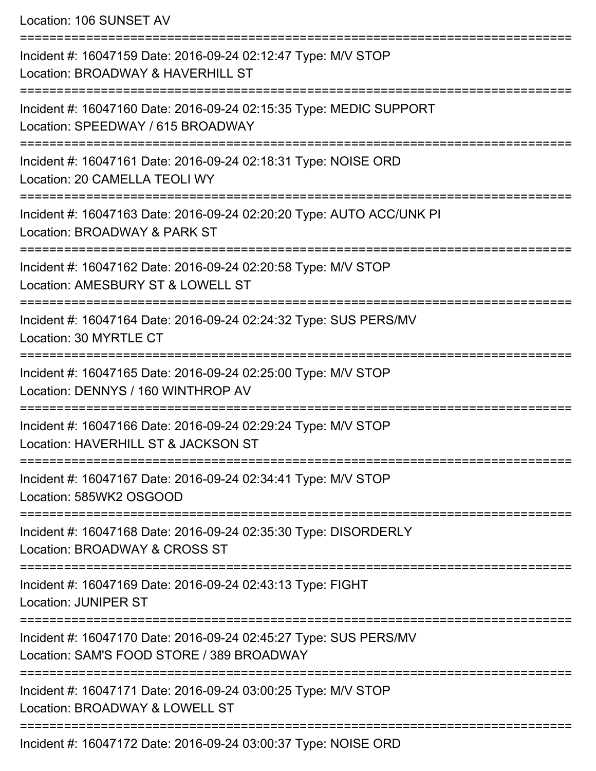Location: 106 SUNSET AV

===========================================================================

Incident #: 16047159 Date: 2016-09-24 02:12:47 Type: M/V STOP
Location: BROADWAY & HAVERHILL ST

===========================================================================

Incident #: 16047160 Date: 2016-09-24 02:15:35 Type: MEDIC SUPPORT
Location: SPEEDWAY / 615 BROADWAY

===========================================================================

Incident #: 16047161 Date: 2016-09-24 02:18:31 Type: NOISE ORD
Location: 20 CAMELLA TEOLI WY

===========================================================================

Incident #: 16047163 Date: 2016-09-24 02:20:20 Type: AUTO ACC/UNK PI
Location: BROADWAY & PARK ST

===========================================================================

Incident #: 16047162 Date: 2016-09-24 02:20:58 Type: M/V STOP
Location: AMESBURY ST & LOWELL ST

===========================================================================

Incident #: 16047164 Date: 2016-09-24 02:24:32 Type: SUS PERS/MV
Location: 30 MYRTLE CT

===========================================================================

Incident #: 16047165 Date: 2016-09-24 02:25:00 Type: M/V STOP
Location: DENNYS / 160 WINTHROP AV

===========================================================================

Incident #: 16047166 Date: 2016-09-24 02:29:24 Type: M/V STOP
Location: HAVERHILL ST & JACKSON ST

===========================================================================

Incident #: 16047167 Date: 2016-09-24 02:34:41 Type: M/V STOP
Location: 585WK2 OSGOOD

===========================================================================

Incident #: 16047168 Date: 2016-09-24 02:35:30 Type: DISORDERLY
Location: BROADWAY & CROSS ST

===========================================================================

Incident #: 16047169 Date: 2016-09-24 02:43:13 Type: FIGHT
Location: JUNIPER ST

===========================================================================

Incident #: 16047170 Date: 2016-09-24 02:45:27 Type: SUS PERS/MV
Location: SAM'S FOOD STORE / 389 BROADWAY

===========================================================================

Incident #: 16047171 Date: 2016-09-24 03:00:25 Type: M/V STOP
Location: BROADWAY & LOWELL ST

===========================================================================

Incident #: 16047172 Date: 2016-09-24 03:00:37 Type: NOISE ORD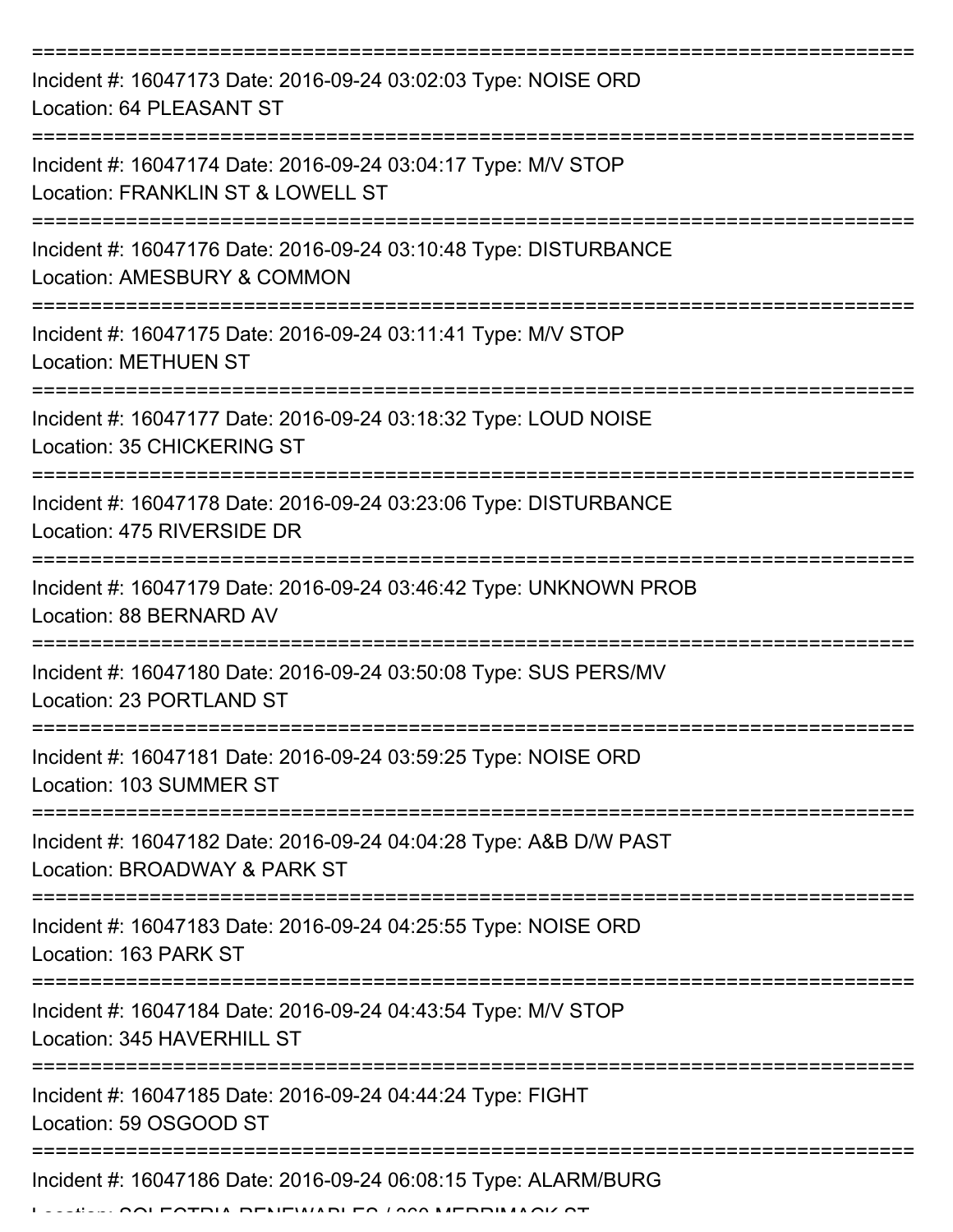===========================================================================

Incident #: 16047173 Date: 2016-09-24 03:02:03 Type: NOISE ORD
Location: 64 PLEASANT ST

===========================================================================

Incident #: 16047174 Date: 2016-09-24 03:04:17 Type: M/V STOP
Location: FRANKLIN ST & LOWELL ST

===========================================================================

Incident #: 16047176 Date: 2016-09-24 03:10:48 Type: DISTURBANCE
Location: AMESBURY & COMMON

===========================================================================

Incident #: 16047175 Date: 2016-09-24 03:11:41 Type: M/V STOP
Location: METHUEN ST

===========================================================================

Incident #: 16047177 Date: 2016-09-24 03:18:32 Type: LOUD NOISE
Location: 35 CHICKERING ST

===========================================================================

Incident #: 16047178 Date: 2016-09-24 03:23:06 Type: DISTURBANCE
Location: 475 RIVERSIDE DR

===========================================================================

Incident #: 16047179 Date: 2016-09-24 03:46:42 Type: UNKNOWN PROB
Location: 88 BERNARD AV

===========================================================================

Incident #: 16047180 Date: 2016-09-24 03:50:08 Type: SUS PERS/MV
Location: 23 PORTLAND ST

===========================================================================

Incident #: 16047181 Date: 2016-09-24 03:59:25 Type: NOISE ORD
Location: 103 SUMMER ST

===========================================================================

Incident #: 16047182 Date: 2016-09-24 04:04:28 Type: A&B D/W PAST
Location: BROADWAY & PARK ST

===========================================================================

Incident #: 16047183 Date: 2016-09-24 04:25:55 Type: NOISE ORD
Location: 163 PARK ST

===========================================================================

Incident #: 16047184 Date: 2016-09-24 04:43:54 Type: M/V STOP
Location: 345 HAVERHILL ST

===========================================================================

Incident #: 16047185 Date: 2016-09-24 04:44:24 Type: FIGHT
Location: 59 OSGOOD ST

===========================================================================

Incident #: 16047186 Date: 2016-09-24 06:08:15 Type: ALARM/BURG
Location: SOLECTRIA RENEWABLES / 360 MERRIMACK ST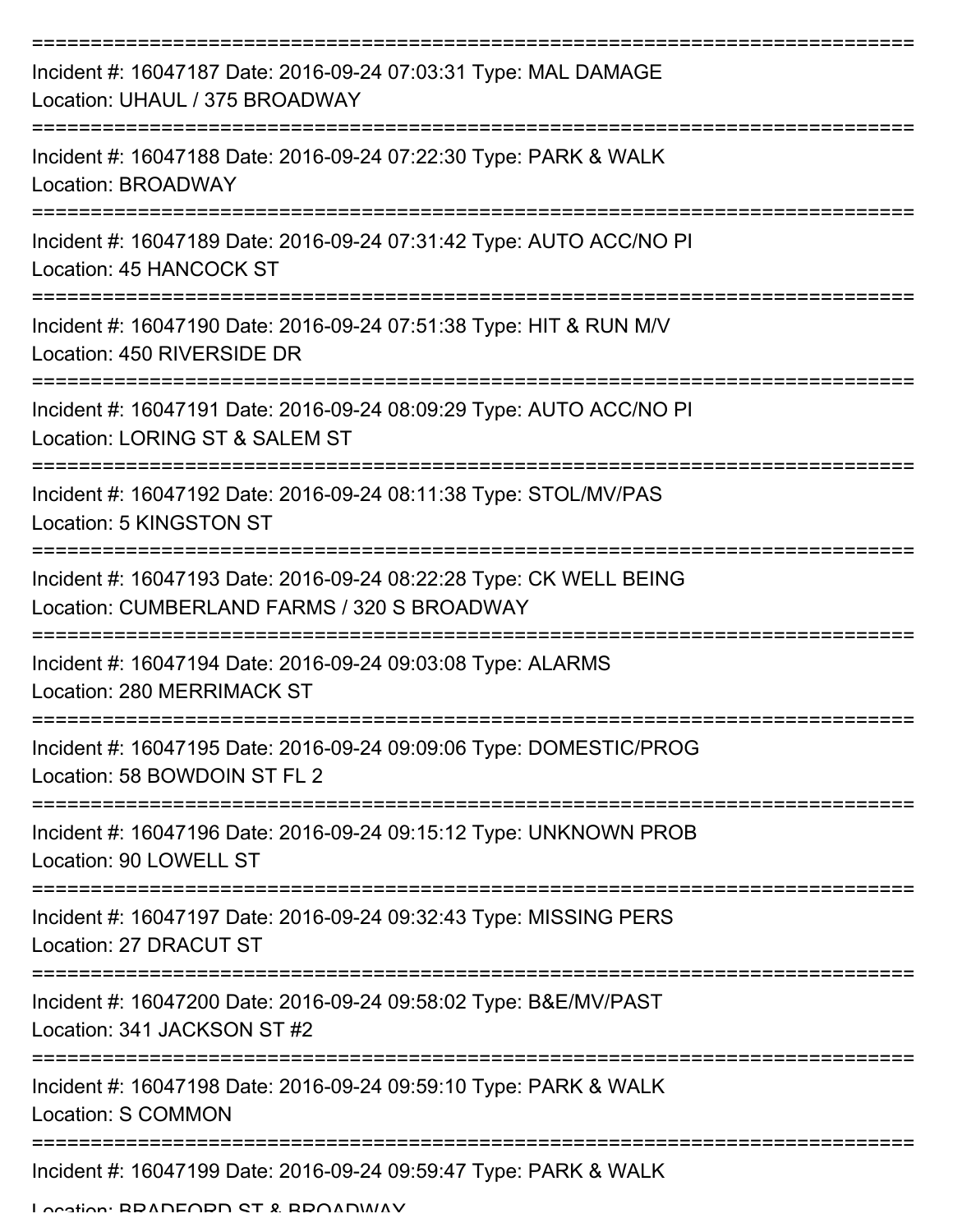===========================================================================

Incident #: 16047187 Date: 2016-09-24 07:03:31 Type: MAL DAMAGE
Location: UHAUL / 375 BROADWAY

===========================================================================

Incident #: 16047188 Date: 2016-09-24 07:22:30 Type: PARK & WALK
Location: BROADWAY

===========================================================================

Incident #: 16047189 Date: 2016-09-24 07:31:42 Type: AUTO ACC/NO PI
Location: 45 HANCOCK ST

===========================================================================

Incident #: 16047190 Date: 2016-09-24 07:51:38 Type: HIT & RUN M/V
Location: 450 RIVERSIDE DR

===========================================================================

Incident #: 16047191 Date: 2016-09-24 08:09:29 Type: AUTO ACC/NO PI
Location: LORING ST & SALEM ST

===========================================================================

Incident #: 16047192 Date: 2016-09-24 08:11:38 Type: STOL/MV/PAS
Location: 5 KINGSTON ST

===========================================================================

Incident #: 16047193 Date: 2016-09-24 08:22:28 Type: CK WELL BEING
Location: CUMBERLAND FARMS / 320 S BROADWAY

===========================================================================

Incident #: 16047194 Date: 2016-09-24 09:03:08 Type: ALARMS
Location: 280 MERRIMACK ST

===========================================================================

Incident #: 16047195 Date: 2016-09-24 09:09:06 Type: DOMESTIC/PROG
Location: 58 BOWDOIN ST FL 2

===========================================================================

Incident #: 16047196 Date: 2016-09-24 09:15:12 Type: UNKNOWN PROB
Location: 90 LOWELL ST

===========================================================================

Incident #: 16047197 Date: 2016-09-24 09:32:43 Type: MISSING PERS
Location: 27 DRACUT ST

===========================================================================

Incident #: 16047200 Date: 2016-09-24 09:58:02 Type: B&E/MV/PAST
Location: 341 JACKSON ST #2

===========================================================================

Incident #: 16047198 Date: 2016-09-24 09:59:10 Type: PARK & WALK
Location: S COMMON

===========================================================================

Incident #: 16047199 Date: 2016-09-24 09:59:47 Type: PARK & WALK
Location: BRADFORD ST & BROADWAY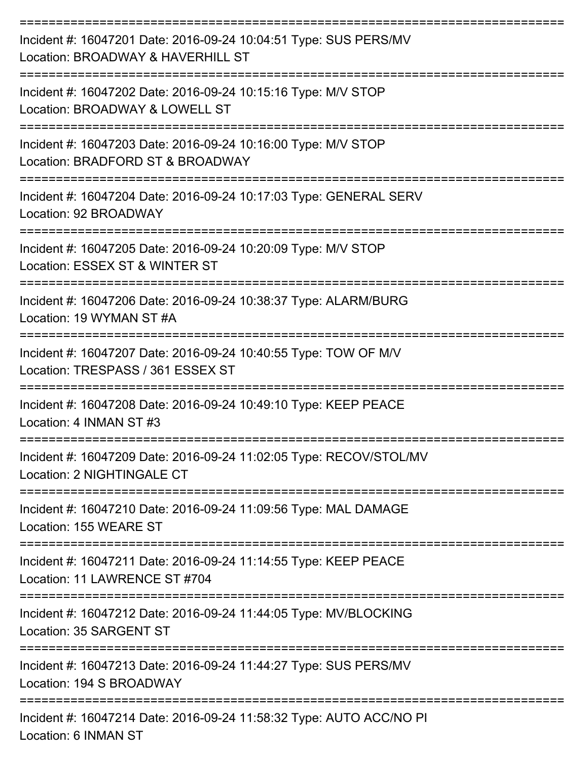===========================================================================

Incident #: 16047201 Date: 2016-09-24 10:04:51 Type: SUS PERS/MV
Location: BROADWAY & HAVERHILL ST

===========================================================================

Incident #: 16047202 Date: 2016-09-24 10:15:16 Type: M/V STOP
Location: BROADWAY & LOWELL ST

===========================================================================

Incident #: 16047203 Date: 2016-09-24 10:16:00 Type: M/V STOP
Location: BRADFORD ST & BROADWAY

===========================================================================

Incident #: 16047204 Date: 2016-09-24 10:17:03 Type: GENERAL SERV
Location: 92 BROADWAY

===========================================================================

Incident #: 16047205 Date: 2016-09-24 10:20:09 Type: M/V STOP
Location: ESSEX ST & WINTER ST

===========================================================================

Incident #: 16047206 Date: 2016-09-24 10:38:37 Type: ALARM/BURG
Location: 19 WYMAN ST #A

===========================================================================

Incident #: 16047207 Date: 2016-09-24 10:40:55 Type: TOW OF M/V
Location: TRESPASS / 361 ESSEX ST

===========================================================================

Incident #: 16047208 Date: 2016-09-24 10:49:10 Type: KEEP PEACE
Location: 4 INMAN ST #3

===========================================================================

Incident #: 16047209 Date: 2016-09-24 11:02:05 Type: RECOV/STOL/MV
Location: 2 NIGHTINGALE CT

===========================================================================

Incident #: 16047210 Date: 2016-09-24 11:09:56 Type: MAL DAMAGE
Location: 155 WEARE ST

===========================================================================

Incident #: 16047211 Date: 2016-09-24 11:14:55 Type: KEEP PEACE
Location: 11 LAWRENCE ST #704

===========================================================================

Incident #: 16047212 Date: 2016-09-24 11:44:05 Type: MV/BLOCKING
Location: 35 SARGENT ST

===========================================================================

Incident #: 16047213 Date: 2016-09-24 11:44:27 Type: SUS PERS/MV
Location: 194 S BROADWAY

===========================================================================

Incident #: 16047214 Date: 2016-09-24 11:58:32 Type: AUTO ACC/NO PI
Location: 6 INMAN ST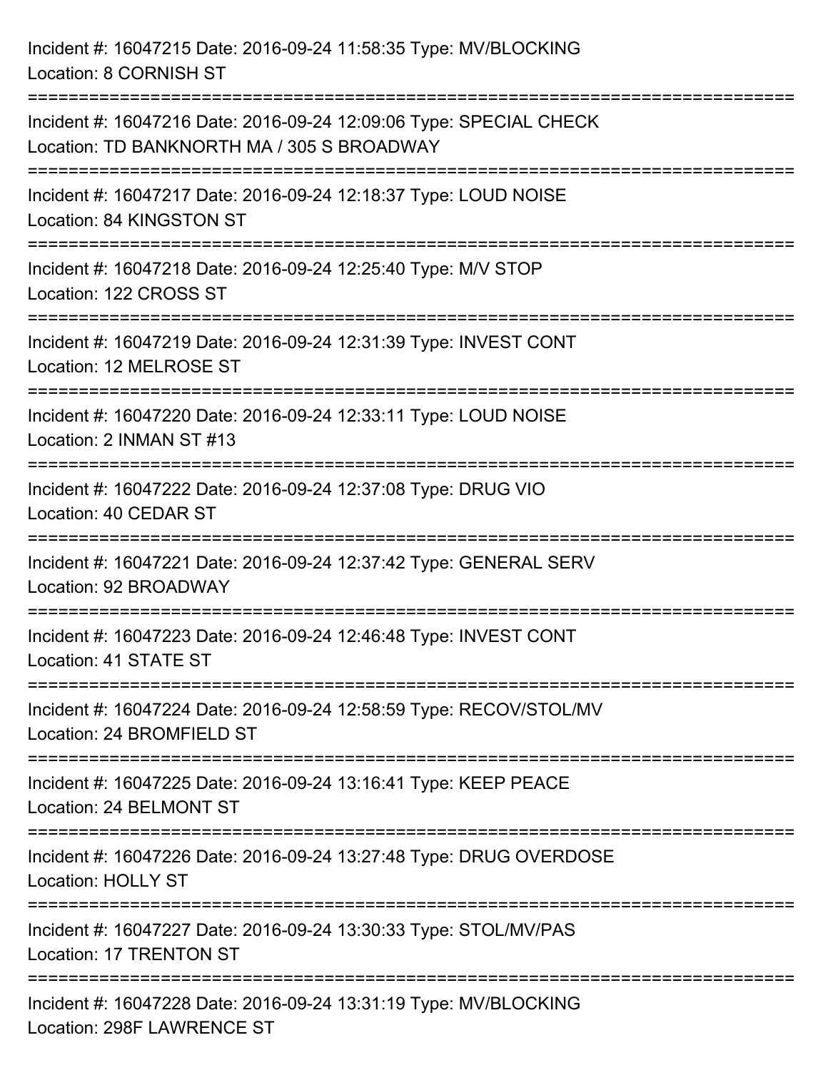Incident #: 16047215 Date: 2016-09-24 11:58:35 Type: MV/BLOCKING
Location: 8 CORNISH ST

===========================================================================

Incident #: 16047216 Date: 2016-09-24 12:09:06 Type: SPECIAL CHECK
Location: TD BANKNORTH MA / 305 S BROADWAY

===========================================================================

Incident #: 16047217 Date: 2016-09-24 12:18:37 Type: LOUD NOISE
Location: 84 KINGSTON ST

===========================================================================

Incident #: 16047218 Date: 2016-09-24 12:25:40 Type: M/V STOP
Location: 122 CROSS ST

===========================================================================

Incident #: 16047219 Date: 2016-09-24 12:31:39 Type: INVEST CONT
Location: 12 MELROSE ST

===========================================================================

Incident #: 16047220 Date: 2016-09-24 12:33:11 Type: LOUD NOISE
Location: 2 INMAN ST #13

===========================================================================

Incident #: 16047222 Date: 2016-09-24 12:37:08 Type: DRUG VIO
Location: 40 CEDAR ST

===========================================================================

Incident #: 16047221 Date: 2016-09-24 12:37:42 Type: GENERAL SERV
Location: 92 BROADWAY

===========================================================================

Incident #: 16047223 Date: 2016-09-24 12:46:48 Type: INVEST CONT
Location: 41 STATE ST

===========================================================================

Incident #: 16047224 Date: 2016-09-24 12:58:59 Type: RECOV/STOL/MV
Location: 24 BROMFIELD ST

===========================================================================

Incident #: 16047225 Date: 2016-09-24 13:16:41 Type: KEEP PEACE
Location: 24 BELMONT ST

===========================================================================

Incident #: 16047226 Date: 2016-09-24 13:27:48 Type: DRUG OVERDOSE
Location: HOLLY ST

===========================================================================

Incident #: 16047227 Date: 2016-09-24 13:30:33 Type: STOL/MV/PAS
Location: 17 TRENTON ST

===========================================================================

Incident #: 16047228 Date: 2016-09-24 13:31:19 Type: MV/BLOCKING
Location: 298F LAWRENCE ST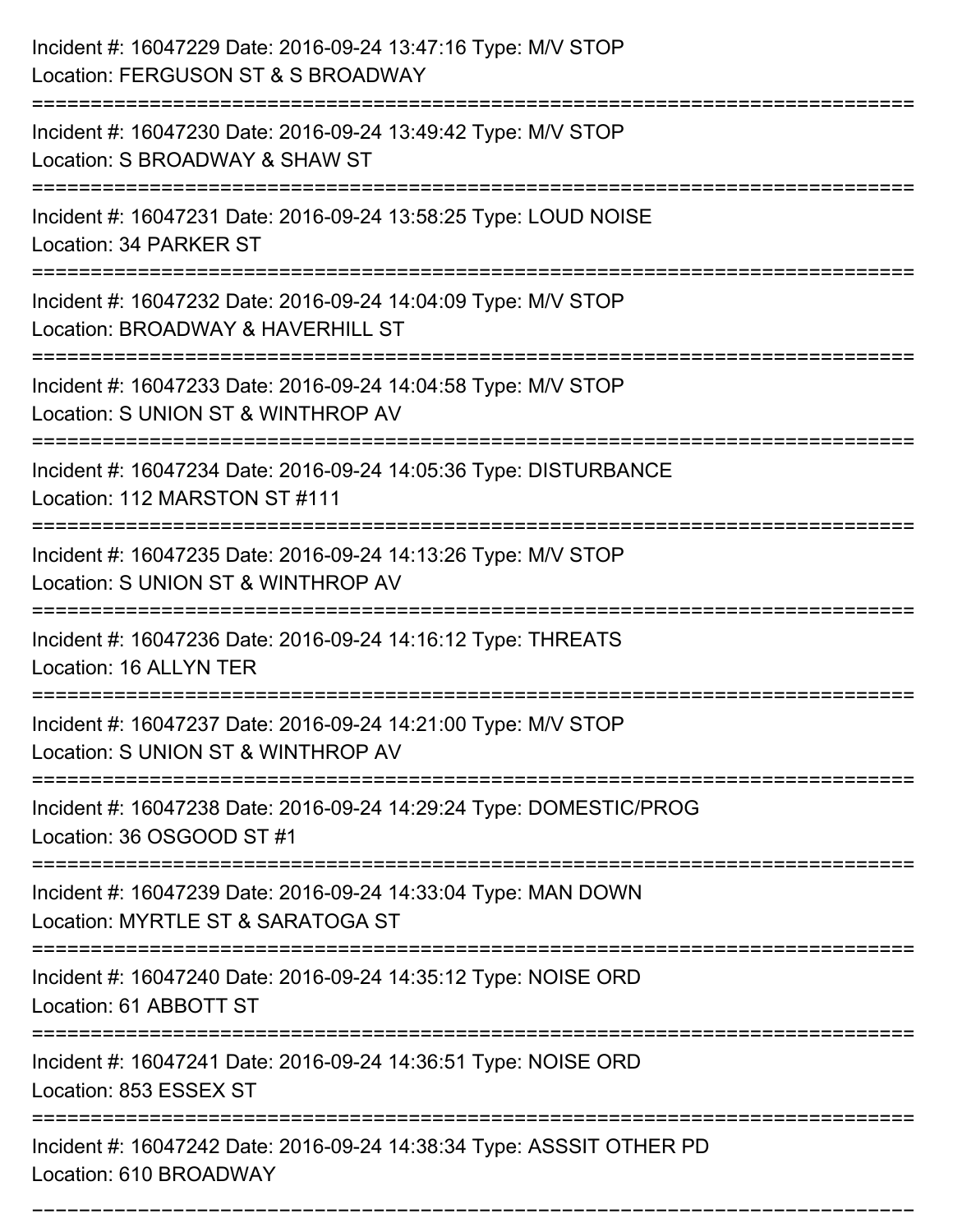Incident #: 16047229 Date: 2016-09-24 13:47:16 Type: M/V STOP
Location: FERGUSON ST & S BROADWAY

===========================================================================

Incident #: 16047230 Date: 2016-09-24 13:49:42 Type: M/V STOP
Location: S BROADWAY & SHAW ST

===========================================================================

Incident #: 16047231 Date: 2016-09-24 13:58:25 Type: LOUD NOISE
Location: 34 PARKER ST

===========================================================================

Incident #: 16047232 Date: 2016-09-24 14:04:09 Type: M/V STOP
Location: BROADWAY & HAVERHILL ST

===========================================================================

Incident #: 16047233 Date: 2016-09-24 14:04:58 Type: M/V STOP
Location: S UNION ST & WINTHROP AV

===========================================================================

Incident #: 16047234 Date: 2016-09-24 14:05:36 Type: DISTURBANCE
Location: 112 MARSTON ST #111

===========================================================================

Incident #: 16047235 Date: 2016-09-24 14:13:26 Type: M/V STOP
Location: S UNION ST & WINTHROP AV

===========================================================================

Incident #: 16047236 Date: 2016-09-24 14:16:12 Type: THREATS
Location: 16 ALLYN TER

===========================================================================

Incident #: 16047237 Date: 2016-09-24 14:21:00 Type: M/V STOP
Location: S UNION ST & WINTHROP AV

===========================================================================

Incident #: 16047238 Date: 2016-09-24 14:29:24 Type: DOMESTIC/PROG
Location: 36 OSGOOD ST #1

===========================================================================

Incident #: 16047239 Date: 2016-09-24 14:33:04 Type: MAN DOWN
Location: MYRTLE ST & SARATOGA ST

===========================================================================

Incident #: 16047240 Date: 2016-09-24 14:35:12 Type: NOISE ORD
Location: 61 ABBOTT ST

===========================================================================

Incident #: 16047241 Date: 2016-09-24 14:36:51 Type: NOISE ORD
Location: 853 ESSEX ST

===========================================================================

Incident #: 16047242 Date: 2016-09-24 14:38:34 Type: ASSSIT OTHER PD
Location: 610 BROADWAY

===========================================================================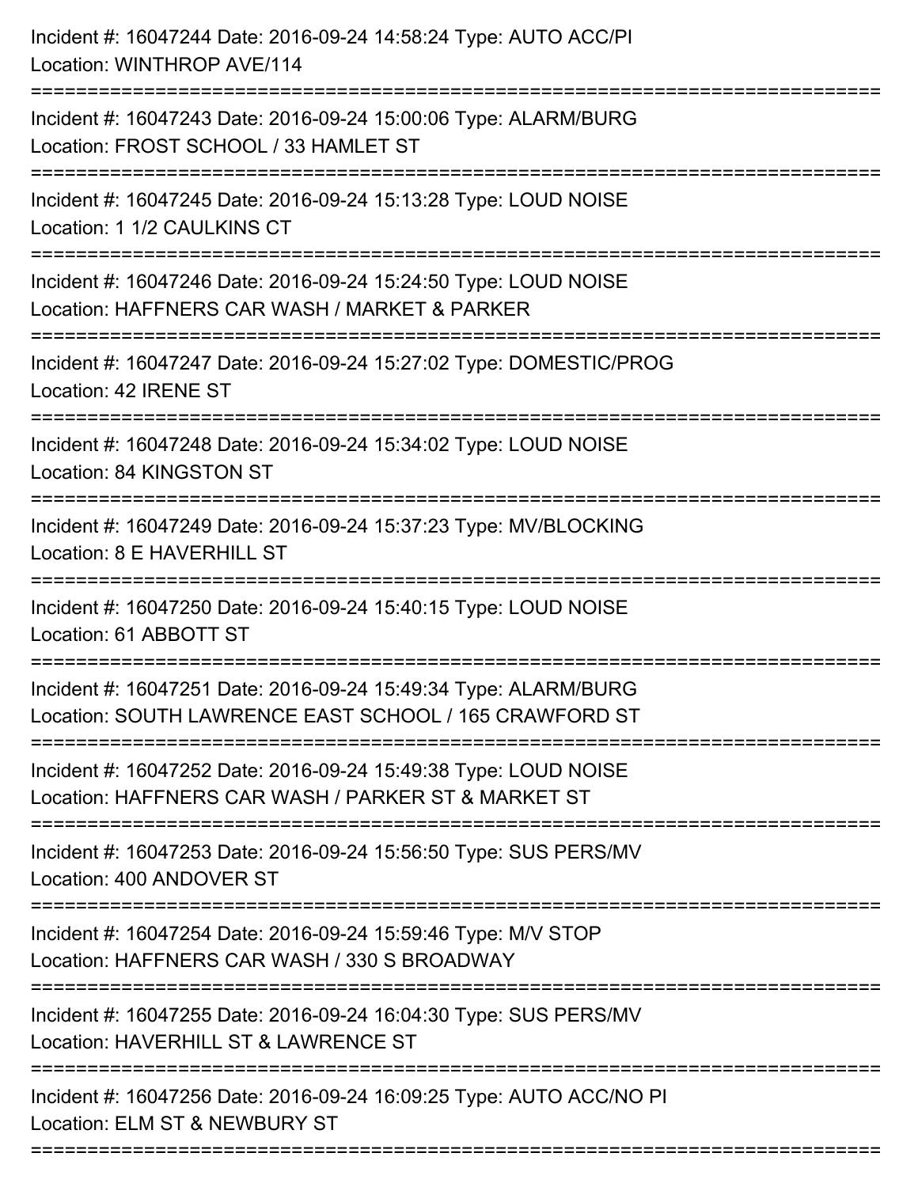Incident #: 16047244 Date: 2016-09-24 14:58:24 Type: AUTO ACC/PI
Location: WINTHROP AVE/114

===========================================================================

Incident #: 16047243 Date: 2016-09-24 15:00:06 Type: ALARM/BURG
Location: FROST SCHOOL / 33 HAMLET ST

===========================================================================

Incident #: 16047245 Date: 2016-09-24 15:13:28 Type: LOUD NOISE
Location: 1 1/2 CAULKINS CT

===========================================================================

Incident #: 16047246 Date: 2016-09-24 15:24:50 Type: LOUD NOISE
Location: HAFFNERS CAR WASH / MARKET & PARKER

===========================================================================

Incident #: 16047247 Date: 2016-09-24 15:27:02 Type: DOMESTIC/PROG
Location: 42 IRENE ST

===========================================================================

Incident #: 16047248 Date: 2016-09-24 15:34:02 Type: LOUD NOISE
Location: 84 KINGSTON ST

===========================================================================

Incident #: 16047249 Date: 2016-09-24 15:37:23 Type: MV/BLOCKING
Location: 8 E HAVERHILL ST

===========================================================================

Incident #: 16047250 Date: 2016-09-24 15:40:15 Type: LOUD NOISE
Location: 61 ABBOTT ST

===========================================================================

Incident #: 16047251 Date: 2016-09-24 15:49:34 Type: ALARM/BURG
Location: SOUTH LAWRENCE EAST SCHOOL / 165 CRAWFORD ST

===========================================================================

Incident #: 16047252 Date: 2016-09-24 15:49:38 Type: LOUD NOISE
Location: HAFFNERS CAR WASH / PARKER ST & MARKET ST

===========================================================================

Incident #: 16047253 Date: 2016-09-24 15:56:50 Type: SUS PERS/MV
Location: 400 ANDOVER ST

===========================================================================

Incident #: 16047254 Date: 2016-09-24 15:59:46 Type: M/V STOP
Location: HAFFNERS CAR WASH / 330 S BROADWAY

===========================================================================

Incident #: 16047255 Date: 2016-09-24 16:04:30 Type: SUS PERS/MV
Location: HAVERHILL ST & LAWRENCE ST

===========================================================================

Incident #: 16047256 Date: 2016-09-24 16:09:25 Type: AUTO ACC/NO PI
Location: ELM ST & NEWBURY ST

===========================================================================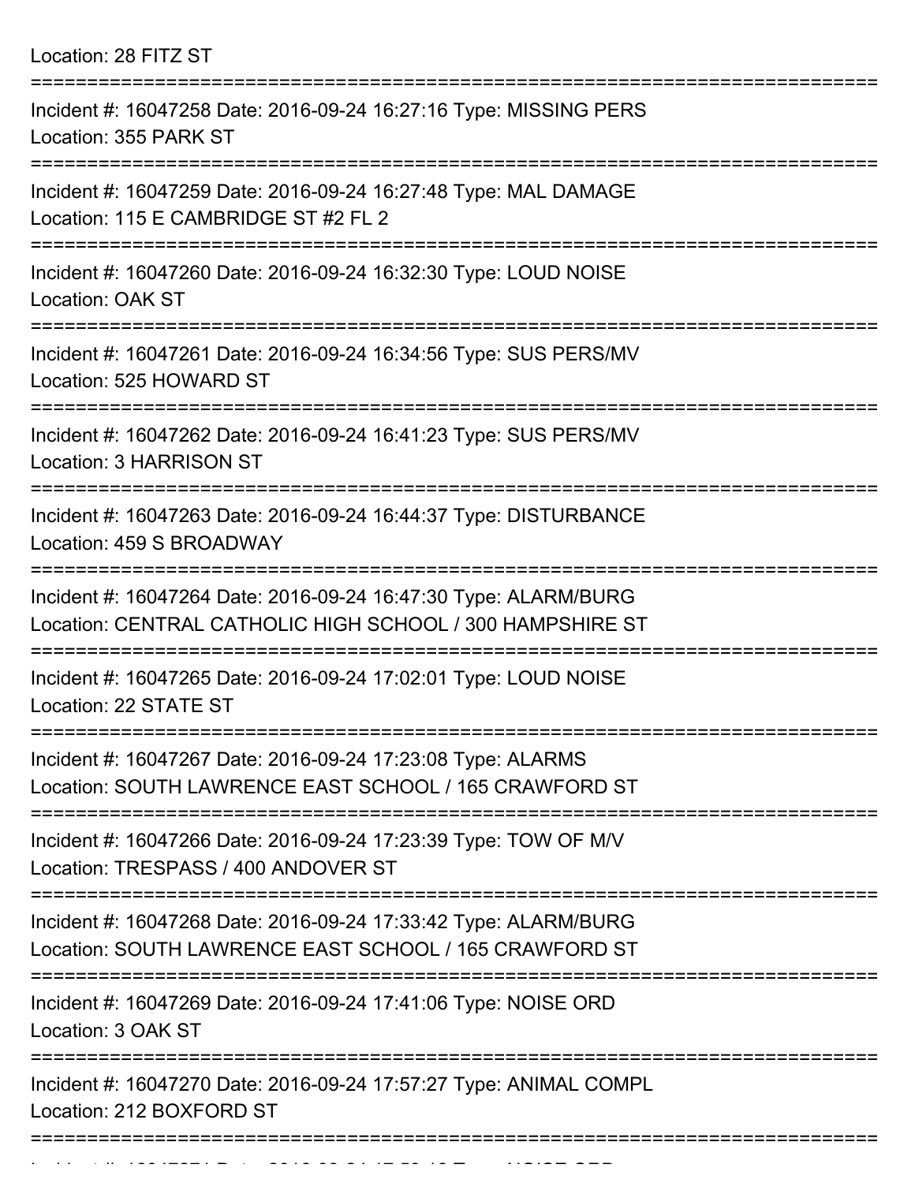Location: 28 FITZ ST

===========================================================================

Incident #: 16047258 Date: 2016-09-24 16:27:16 Type: MISSING PERS
Location: 355 PARK ST

===========================================================================

Incident #: 16047259 Date: 2016-09-24 16:27:48 Type: MAL DAMAGE
Location: 115 E CAMBRIDGE ST #2 FL 2

===========================================================================

Incident #: 16047260 Date: 2016-09-24 16:32:30 Type: LOUD NOISE
Location: OAK ST

===========================================================================

Incident #: 16047261 Date: 2016-09-24 16:34:56 Type: SUS PERS/MV
Location: 525 HOWARD ST

===========================================================================

Incident #: 16047262 Date: 2016-09-24 16:41:23 Type: SUS PERS/MV
Location: 3 HARRISON ST

===========================================================================

Incident #: 16047263 Date: 2016-09-24 16:44:37 Type: DISTURBANCE
Location: 459 S BROADWAY

===========================================================================

Incident #: 16047264 Date: 2016-09-24 16:47:30 Type: ALARM/BURG
Location: CENTRAL CATHOLIC HIGH SCHOOL / 300 HAMPSHIRE ST

===========================================================================

Incident #: 16047265 Date: 2016-09-24 17:02:01 Type: LOUD NOISE
Location: 22 STATE ST

===========================================================================

Incident #: 16047267 Date: 2016-09-24 17:23:08 Type: ALARMS
Location: SOUTH LAWRENCE EAST SCHOOL / 165 CRAWFORD ST

===========================================================================

Incident #: 16047266 Date: 2016-09-24 17:23:39 Type: TOW OF M/V
Location: TRESPASS / 400 ANDOVER ST

===========================================================================

Incident #: 16047268 Date: 2016-09-24 17:33:42 Type: ALARM/BURG
Location: SOUTH LAWRENCE EAST SCHOOL / 165 CRAWFORD ST

===========================================================================

Incident #: 16047269 Date: 2016-09-24 17:41:06 Type: NOISE ORD
Location: 3 OAK ST

===========================================================================

Incident #: 16047270 Date: 2016-09-24 17:57:27 Type: ANIMAL COMPL
Location: 212 BOXFORD ST

===========================================================================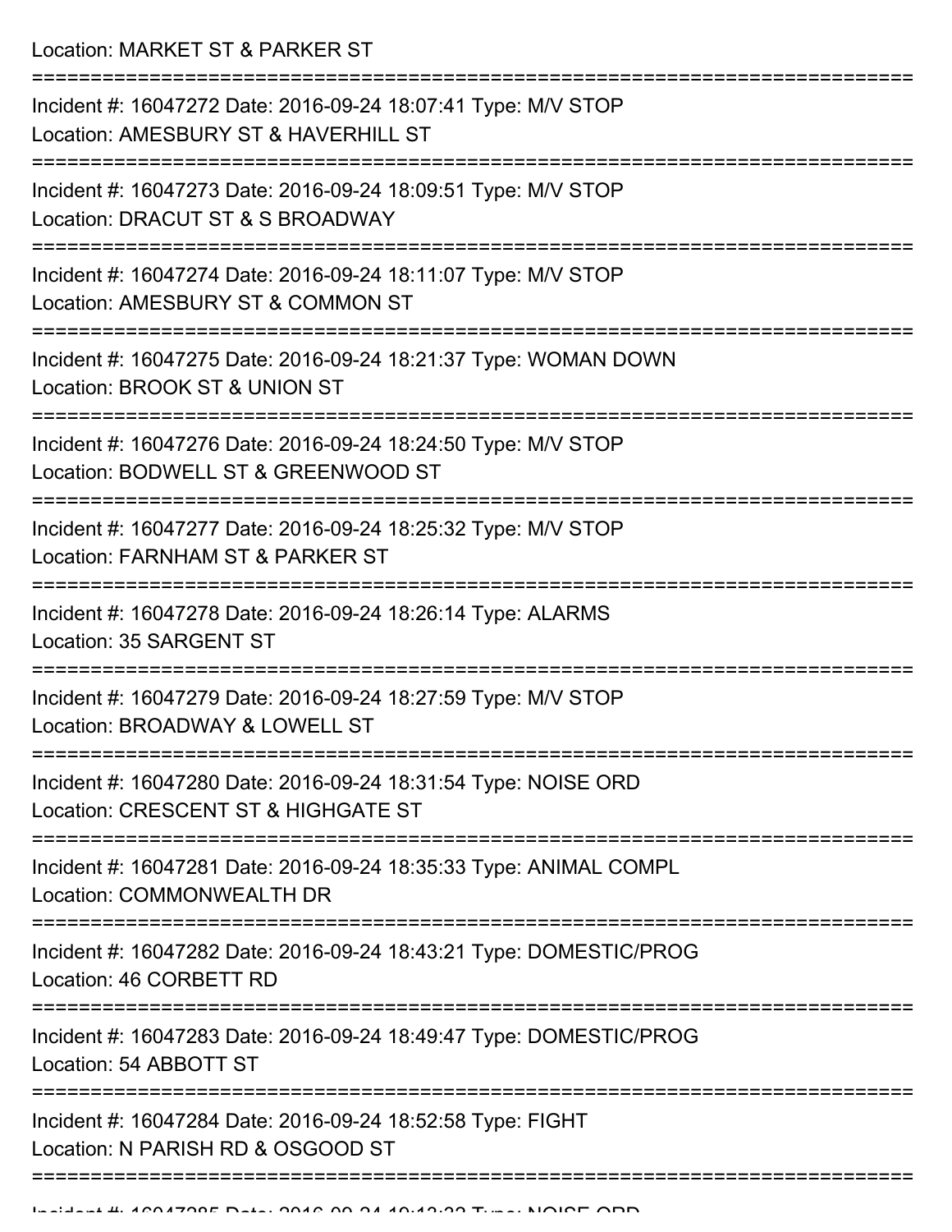Location: MARKET ST & PARKER ST

===========================================================================

Incident #: 16047272 Date: 2016-09-24 18:07:41 Type: M/V STOP
Location: AMESBURY ST & HAVERHILL ST

===========================================================================

Incident #: 16047273 Date: 2016-09-24 18:09:51 Type: M/V STOP
Location: DRACUT ST & S BROADWAY

===========================================================================

Incident #: 16047274 Date: 2016-09-24 18:11:07 Type: M/V STOP
Location: AMESBURY ST & COMMON ST

===========================================================================

Incident #: 16047275 Date: 2016-09-24 18:21:37 Type: WOMAN DOWN
Location: BROOK ST & UNION ST

===========================================================================

Incident #: 16047276 Date: 2016-09-24 18:24:50 Type: M/V STOP
Location: BODWELL ST & GREENWOOD ST

===========================================================================

Incident #: 16047277 Date: 2016-09-24 18:25:32 Type: M/V STOP
Location: FARNHAM ST & PARKER ST

===========================================================================

Incident #: 16047278 Date: 2016-09-24 18:26:14 Type: ALARMS
Location: 35 SARGENT ST

===========================================================================

Incident #: 16047279 Date: 2016-09-24 18:27:59 Type: M/V STOP
Location: BROADWAY & LOWELL ST

===========================================================================

Incident #: 16047280 Date: 2016-09-24 18:31:54 Type: NOISE ORD
Location: CRESCENT ST & HIGHGATE ST

===========================================================================

Incident #: 16047281 Date: 2016-09-24 18:35:33 Type: ANIMAL COMPL
Location: COMMONWEALTH DR

===========================================================================

Incident #: 16047282 Date: 2016-09-24 18:43:21 Type: DOMESTIC/PROG
Location: 46 CORBETT RD

===========================================================================

Incident #: 16047283 Date: 2016-09-24 18:49:47 Type: DOMESTIC/PROG
Location: 54 ABBOTT ST

===========================================================================

Incident #: 16047284 Date: 2016-09-24 18:52:58 Type: FIGHT
Location: N PARISH RD & OSGOOD ST

===========================================================================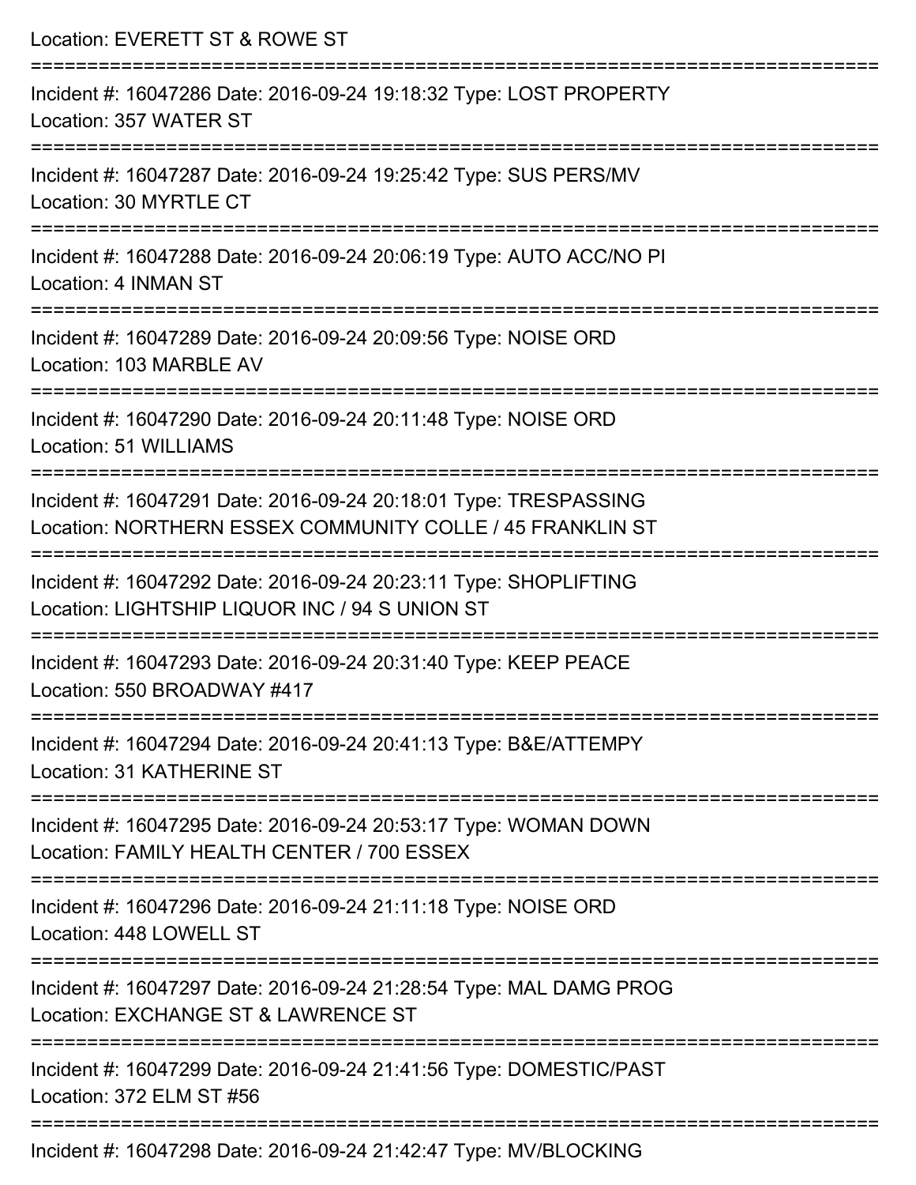Location: EVERETT ST & ROWE ST

===========================================================================

Incident #: 16047286 Date: 2016-09-24 19:18:32 Type: LOST PROPERTY
Location: 357 WATER ST

===========================================================================

Incident #: 16047287 Date: 2016-09-24 19:25:42 Type: SUS PERS/MV
Location: 30 MYRTLE CT

===========================================================================

Incident #: 16047288 Date: 2016-09-24 20:06:19 Type: AUTO ACC/NO PI
Location: 4 INMAN ST

===========================================================================

Incident #: 16047289 Date: 2016-09-24 20:09:56 Type: NOISE ORD
Location: 103 MARBLE AV

===========================================================================

Incident #: 16047290 Date: 2016-09-24 20:11:48 Type: NOISE ORD
Location: 51 WILLIAMS

===========================================================================

Incident #: 16047291 Date: 2016-09-24 20:18:01 Type: TRESPASSING
Location: NORTHERN ESSEX COMMUNITY COLLE / 45 FRANKLIN ST

===========================================================================

Incident #: 16047292 Date: 2016-09-24 20:23:11 Type: SHOPLIFTING
Location: LIGHTSHIP LIQUOR INC / 94 S UNION ST

===========================================================================

Incident #: 16047293 Date: 2016-09-24 20:31:40 Type: KEEP PEACE
Location: 550 BROADWAY #417

===========================================================================

Incident #: 16047294 Date: 2016-09-24 20:41:13 Type: B&E/ATTEMPY
Location: 31 KATHERINE ST

===========================================================================

Incident #: 16047295 Date: 2016-09-24 20:53:17 Type: WOMAN DOWN
Location: FAMILY HEALTH CENTER / 700 ESSEX

===========================================================================

Incident #: 16047296 Date: 2016-09-24 21:11:18 Type: NOISE ORD
Location: 448 LOWELL ST

===========================================================================

Incident #: 16047297 Date: 2016-09-24 21:28:54 Type: MAL DAMG PROG
Location: EXCHANGE ST & LAWRENCE ST

===========================================================================

Incident #: 16047299 Date: 2016-09-24 21:41:56 Type: DOMESTIC/PAST
Location: 372 ELM ST #56

===========================================================================

Incident #: 16047298 Date: 2016-09-24 21:42:47 Type: MV/BLOCKING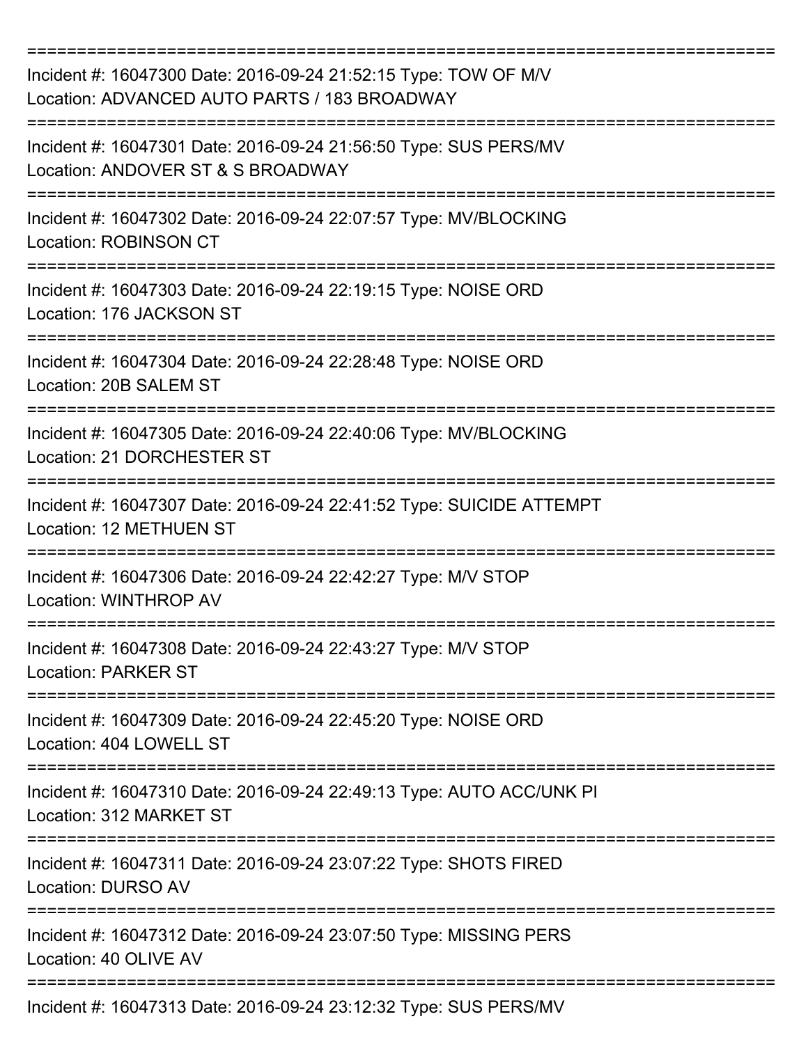===========================================================================

Incident #: 16047300 Date: 2016-09-24 21:52:15 Type: TOW OF M/V
Location: ADVANCED AUTO PARTS / 183 BROADWAY

===========================================================================

Incident #: 16047301 Date: 2016-09-24 21:56:50 Type: SUS PERS/MV
Location: ANDOVER ST & S BROADWAY

===========================================================================

Incident #: 16047302 Date: 2016-09-24 22:07:57 Type: MV/BLOCKING
Location: ROBINSON CT

===========================================================================

Incident #: 16047303 Date: 2016-09-24 22:19:15 Type: NOISE ORD
Location: 176 JACKSON ST

===========================================================================

Incident #: 16047304 Date: 2016-09-24 22:28:48 Type: NOISE ORD
Location: 20B SALEM ST

===========================================================================

Incident #: 16047305 Date: 2016-09-24 22:40:06 Type: MV/BLOCKING
Location: 21 DORCHESTER ST

===========================================================================

Incident #: 16047307 Date: 2016-09-24 22:41:52 Type: SUICIDE ATTEMPT
Location: 12 METHUEN ST

===========================================================================

Incident #: 16047306 Date: 2016-09-24 22:42:27 Type: M/V STOP
Location: WINTHROP AV

===========================================================================

Incident #: 16047308 Date: 2016-09-24 22:43:27 Type: M/V STOP
Location: PARKER ST

===========================================================================

Incident #: 16047309 Date: 2016-09-24 22:45:20 Type: NOISE ORD
Location: 404 LOWELL ST

===========================================================================

Incident #: 16047310 Date: 2016-09-24 22:49:13 Type: AUTO ACC/UNK PI
Location: 312 MARKET ST

===========================================================================

Incident #: 16047311 Date: 2016-09-24 23:07:22 Type: SHOTS FIRED
Location: DURSO AV

===========================================================================

Incident #: 16047312 Date: 2016-09-24 23:07:50 Type: MISSING PERS
Location: 40 OLIVE AV

===========================================================================

Incident #: 16047313 Date: 2016-09-24 23:12:32 Type: SUS PERS/MV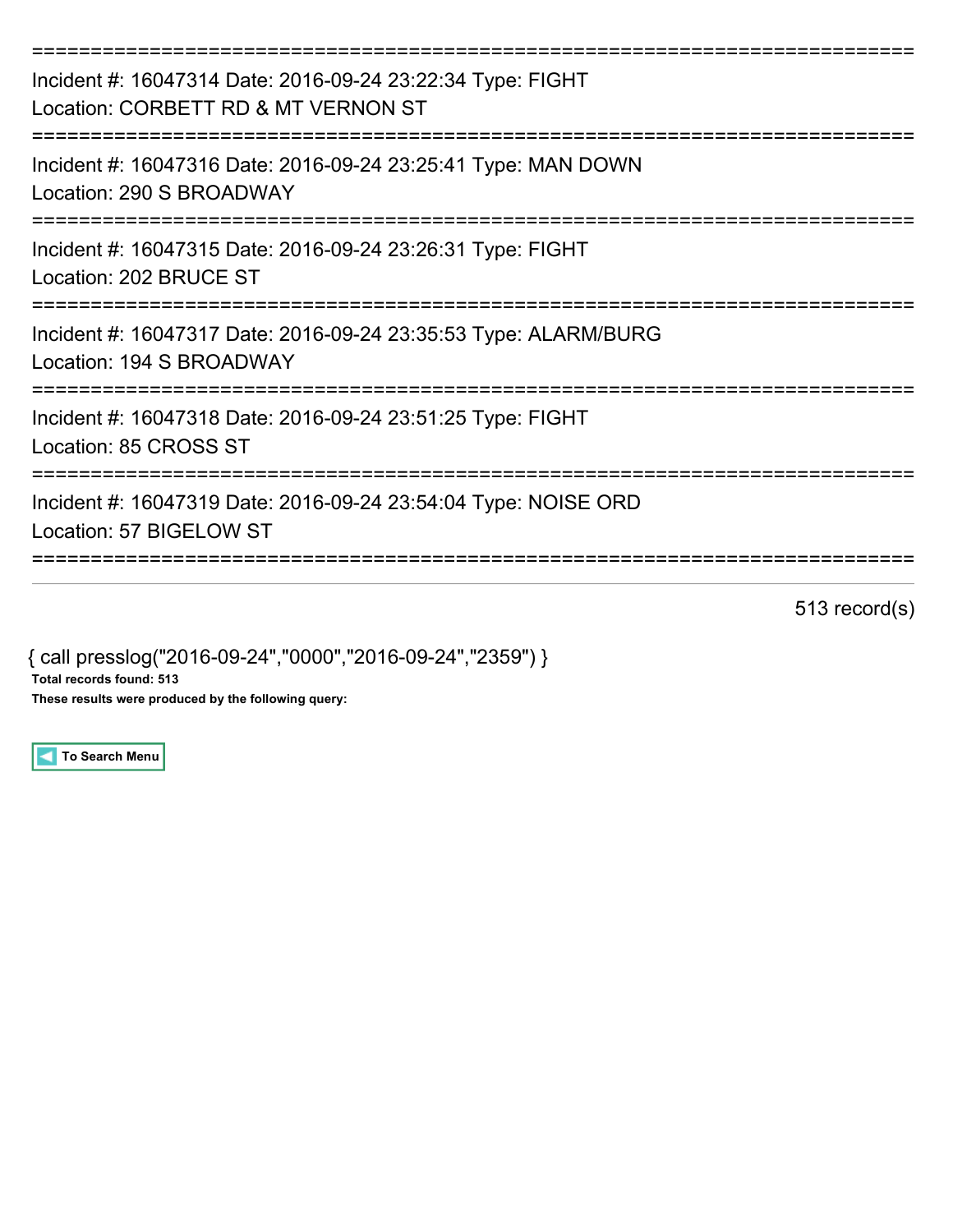===========================================================================

Incident #: 16047314 Date: 2016-09-24 23:22:34 Type: FIGHT
Location: CORBETT RD & MT VERNON ST

===========================================================================

Incident #: 16047316 Date: 2016-09-24 23:25:41 Type: MAN DOWN
Location: 290 S BROADWAY

===========================================================================

Incident #: 16047315 Date: 2016-09-24 23:26:31 Type: FIGHT
Location: 202 BRUCE ST

===========================================================================

Incident #: 16047317 Date: 2016-09-24 23:35:53 Type: ALARM/BURG
Location: 194 S BROADWAY

===========================================================================

Incident #: 16047318 Date: 2016-09-24 23:51:25 Type: FIGHT
Location: 85 CROSS ST

===========================================================================

Incident #: 16047319 Date: 2016-09-24 23:54:04 Type: NOISE ORD
Location: 57 BIGELOW ST

===========================================================================

513 record(s)

{ call presslog("2016-09-24","0000","2016-09-24","2359") }

**Total records found: 513**

**These results were produced by the following query:**

To Search Menu